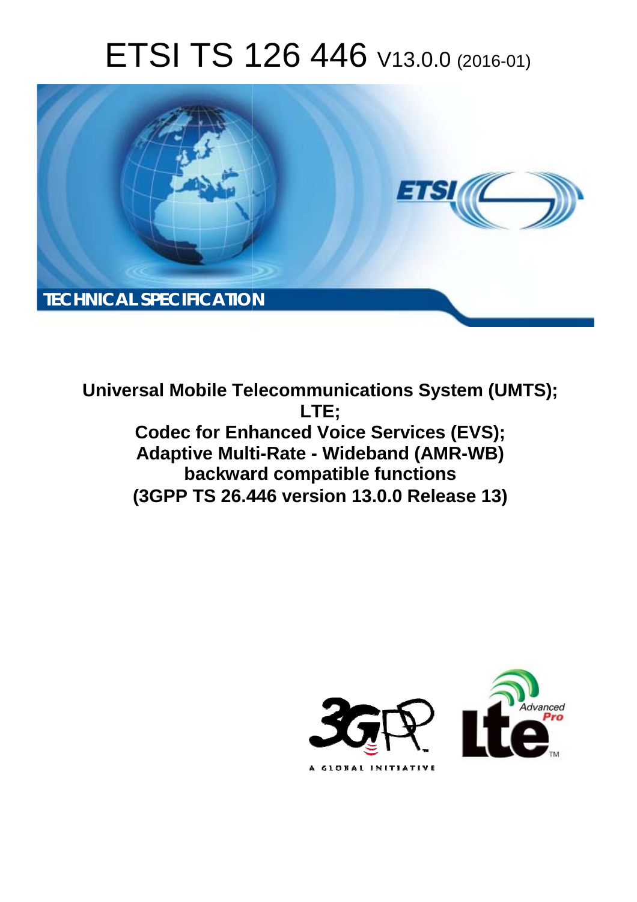# ETSI TS 126 446 V13.0.0 (2016-01)

TECHNICAL SPECIFICATION

**Universal Mobile Telecommunications System (UMTS);**
**LTE;**
**Codec for Enhanced Voice Services (EVS);**
**Adaptive Multi-Rate - Wideband (AMR-WB)**
**backward compatible functions**
**(3GPP TS 26.446 version 13.0.0 Release 13)**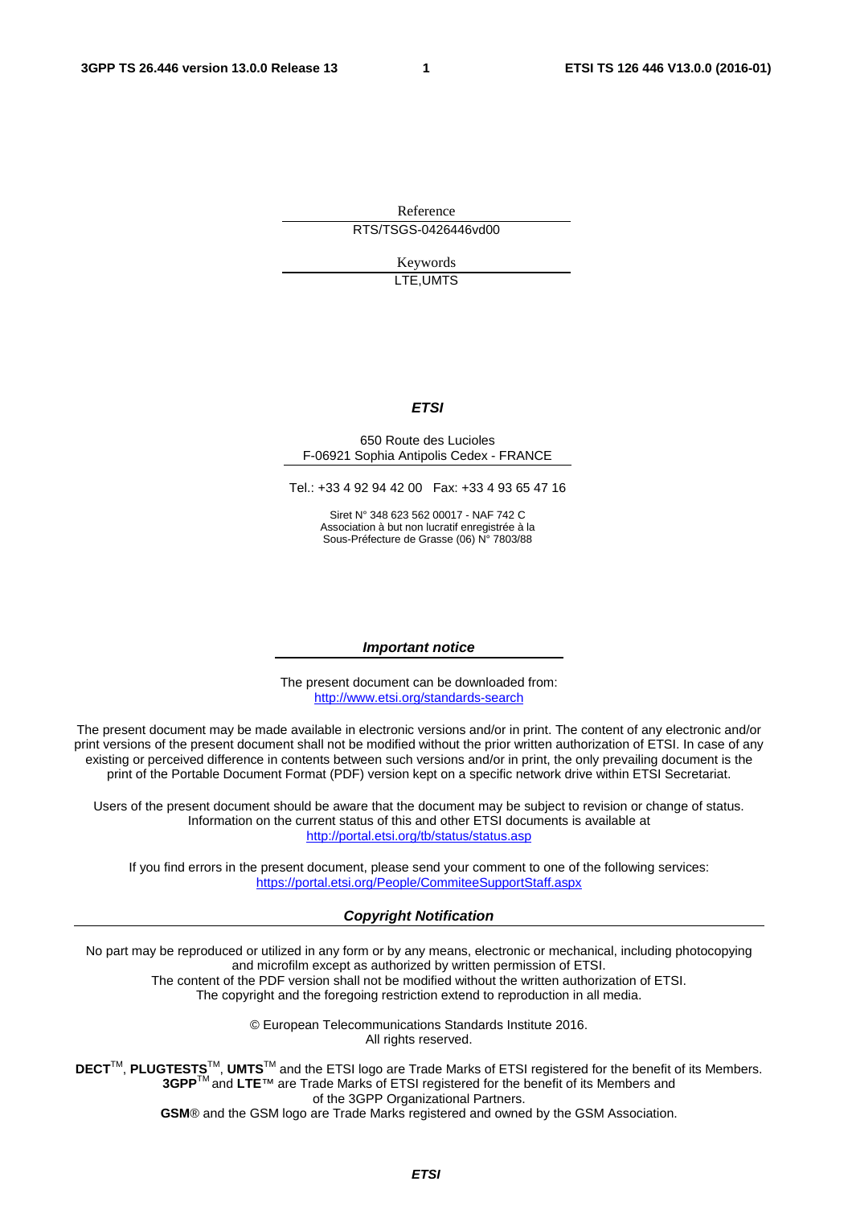Reference

RTS/TSGS-0426446vd00

Keywords

LTE,UMTS

***ETSI***

650 Route des Lucioles
F-06921 Sophia Antipolis Cedex - FRANCE

Tel.: +33 4 92 94 42 00 Fax: +33 4 93 65 47 16

Siret N° 348 623 562 00017 - NAF 742 C
Association à but non lucratif enregistrée à la
Sous-Préfecture de Grasse (06) N° 7803/88

***Important notice***

The present document can be downloaded from:
http://www.etsi.org/standards-search

The present document may be made available in electronic versions and/or in print. The content of any electronic and/or print versions of the present document shall not be modified without the prior written authorization of ETSI. In case of any existing or perceived difference in contents between such versions and/or in print, the only prevailing document is the print of the Portable Document Format (PDF) version kept on a specific network drive within ETSI Secretariat.

Users of the present document should be aware that the document may be subject to revision or change of status. Information on the current status of this and other ETSI documents is available at
http://portal.etsi.org/tb/status/status.asp

If you find errors in the present document, please send your comment to one of the following services:
https://portal.etsi.org/People/CommiteeSupportStaff.aspx

***Copyright Notification***

No part may be reproduced or utilized in any form or by any means, electronic or mechanical, including photocopying and microfilm except as authorized by written permission of ETSI.
The content of the PDF version shall not be modified without the written authorization of ETSI.
The copyright and the foregoing restriction extend to reproduction in all media.

© European Telecommunications Standards Institute 2016.
All rights reserved.

**DECT**™, **PLUGTESTS**™, **UMTS**™ and the ETSI logo are Trade Marks of ETSI registered for the benefit of its Members.
**3GPP**™ and **LTE**™ are Trade Marks of ETSI registered for the benefit of its Members and of the 3GPP Organizational Partners.
**GSM**® and the GSM logo are Trade Marks registered and owned by the GSM Association.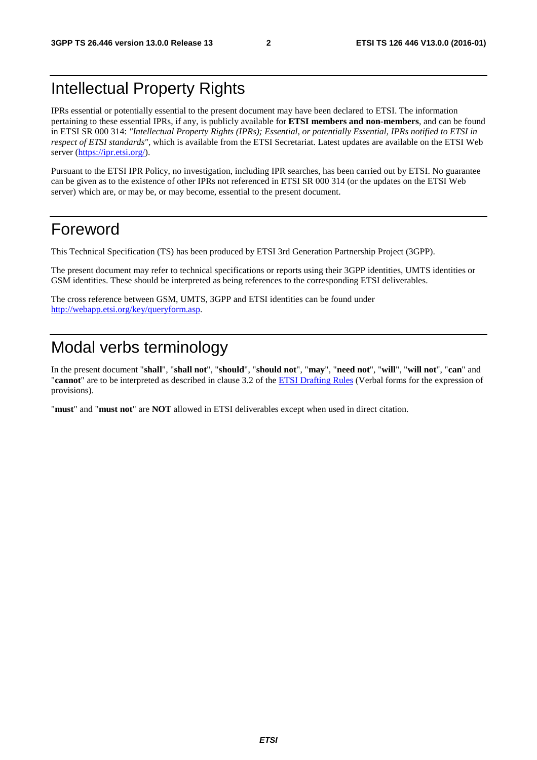# Intellectual Property Rights

IPRs essential or potentially essential to the present document may have been declared to ETSI. The information pertaining to these essential IPRs, if any, is publicly available for **ETSI members and non-members**, and can be found in ETSI SR 000 314: *"Intellectual Property Rights (IPRs); Essential, or potentially Essential, IPRs notified to ETSI in respect of ETSI standards"*, which is available from the ETSI Secretariat. Latest updates are available on the ETSI Web server (https://ipr.etsi.org/).

Pursuant to the ETSI IPR Policy, no investigation, including IPR searches, has been carried out by ETSI. No guarantee can be given as to the existence of other IPRs not referenced in ETSI SR 000 314 (or the updates on the ETSI Web server) which are, or may be, or may become, essential to the present document.

# Foreword

This Technical Specification (TS) has been produced by ETSI 3rd Generation Partnership Project (3GPP).

The present document may refer to technical specifications or reports using their 3GPP identities, UMTS identities or GSM identities. These should be interpreted as being references to the corresponding ETSI deliverables.

The cross reference between GSM, UMTS, 3GPP and ETSI identities can be found under http://webapp.etsi.org/key/queryform.asp.

# Modal verbs terminology

In the present document "**shall**", "**shall not**", "**should**", "**should not**", "**may**", "**need not**", "**will**", "**will not**", "**can**" and "**cannot**" are to be interpreted as described in clause 3.2 of the ETSI Drafting Rules (Verbal forms for the expression of provisions).

"**must**" and "**must not**" are **NOT** allowed in ETSI deliverables except when used in direct citation.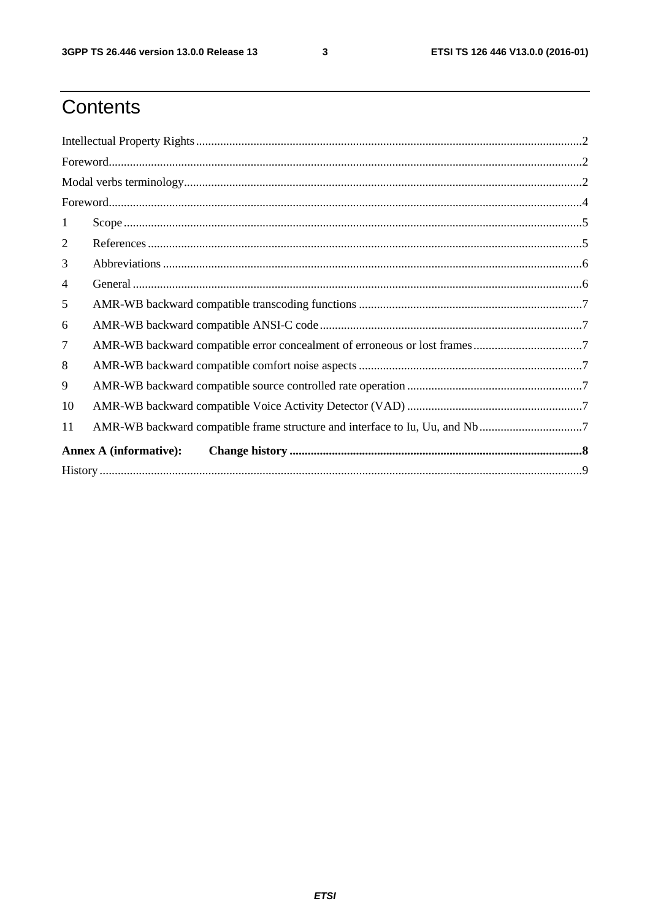# Contents

Intellectual Property Rights ..... 2

Foreword ..... 2

Modal verbs terminology ..... 2

Foreword ..... 4

1 Scope ..... 5

2 References ..... 5

3 Abbreviations ..... 6

4 General ..... 6

5 AMR-WB backward compatible transcoding functions ..... 7

6 AMR-WB backward compatible ANSI-C code ..... 7

7 AMR-WB backward compatible error concealment of erroneous or lost frames ..... 7

8 AMR-WB backward compatible comfort noise aspects ..... 7

9 AMR-WB backward compatible source controlled rate operation ..... 7

10 AMR-WB backward compatible Voice Activity Detector (VAD) ..... 7

11 AMR-WB backward compatible frame structure and interface to Iu, Uu, and Nb ..... 7

**Annex A (informative): Change history ..... 8**

History ..... 9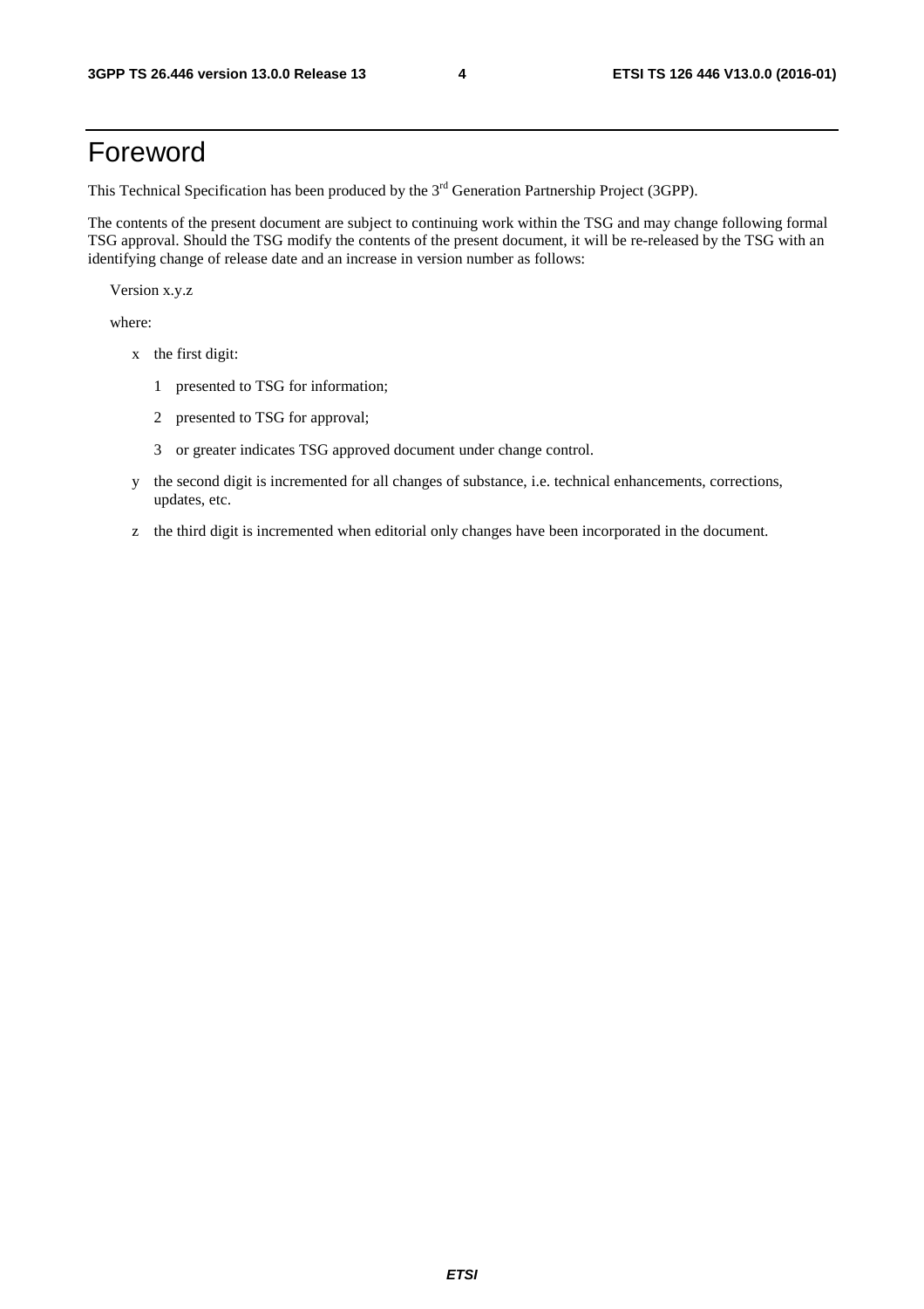# Foreword

This Technical Specification has been produced by the 3rd Generation Partnership Project (3GPP).

The contents of the present document are subject to continuing work within the TSG and may change following formal TSG approval. Should the TSG modify the contents of the present document, it will be re-released by the TSG with an identifying change of release date and an increase in version number as follows:

Version x.y.z

where:

- x the first digit:
  - 1 presented to TSG for information;
  - 2 presented to TSG for approval;
  - 3 or greater indicates TSG approved document under change control.
- y the second digit is incremented for all changes of substance, i.e. technical enhancements, corrections, updates, etc.
- z the third digit is incremented when editorial only changes have been incorporated in the document.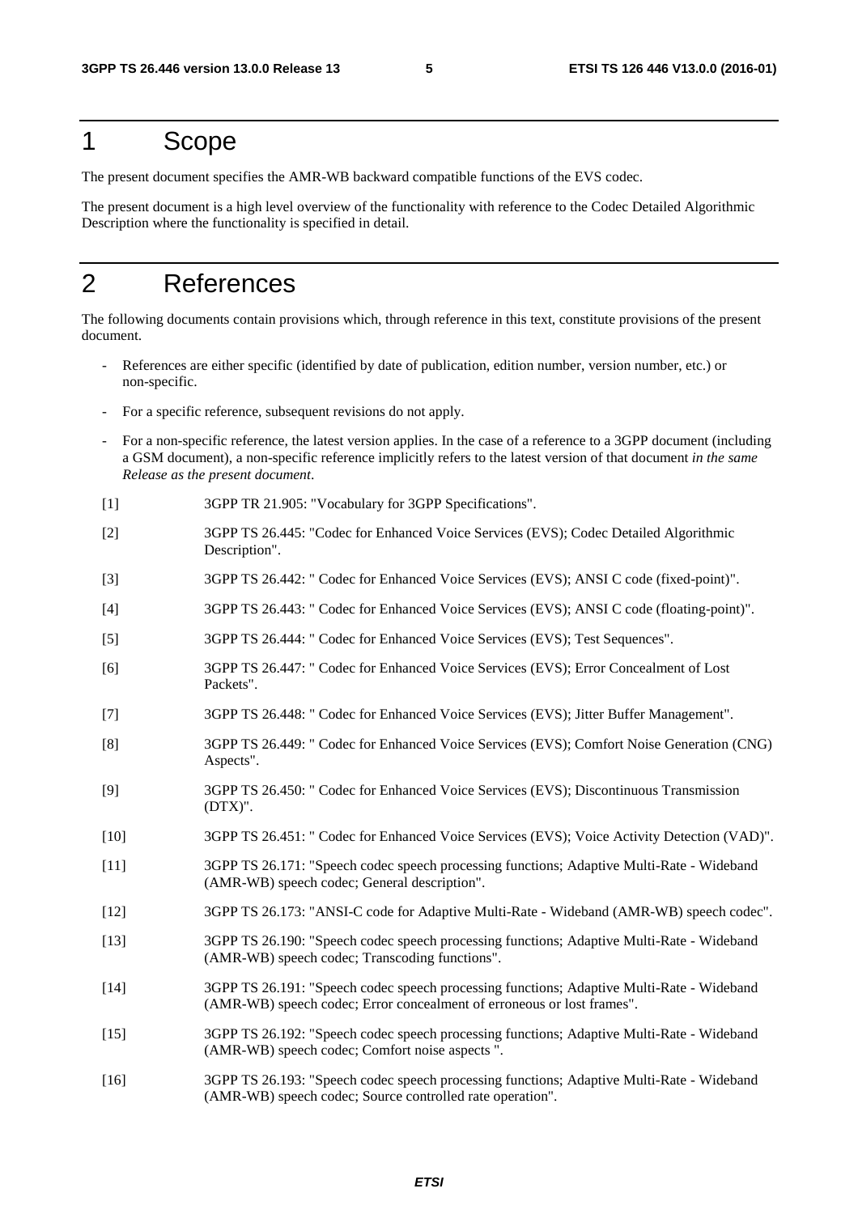# 1 Scope

The present document specifies the AMR-WB backward compatible functions of the EVS codec.

The present document is a high level overview of the functionality with reference to the Codec Detailed Algorithmic Description where the functionality is specified in detail.

# 2 References

The following documents contain provisions which, through reference in this text, constitute provisions of the present document.

- References are either specific (identified by date of publication, edition number, version number, etc.) or non-specific.
- For a specific reference, subsequent revisions do not apply.
- For a non-specific reference, the latest version applies. In the case of a reference to a 3GPP document (including a GSM document), a non-specific reference implicitly refers to the latest version of that document *in the same Release as the present document*.

[1] 3GPP TR 21.905: "Vocabulary for 3GPP Specifications".

[2] 3GPP TS 26.445: "Codec for Enhanced Voice Services (EVS); Codec Detailed Algorithmic Description".

[3] 3GPP TS 26.442: " Codec for Enhanced Voice Services (EVS); ANSI C code (fixed-point)".

[4] 3GPP TS 26.443: " Codec for Enhanced Voice Services (EVS); ANSI C code (floating-point)".

[5] 3GPP TS 26.444: " Codec for Enhanced Voice Services (EVS); Test Sequences".

[6] 3GPP TS 26.447: " Codec for Enhanced Voice Services (EVS); Error Concealment of Lost Packets".

[7] 3GPP TS 26.448: " Codec for Enhanced Voice Services (EVS); Jitter Buffer Management".

[8] 3GPP TS 26.449: " Codec for Enhanced Voice Services (EVS); Comfort Noise Generation (CNG) Aspects".

[9] 3GPP TS 26.450: " Codec for Enhanced Voice Services (EVS); Discontinuous Transmission (DTX)".

[10] 3GPP TS 26.451: " Codec for Enhanced Voice Services (EVS); Voice Activity Detection (VAD)".

[11] 3GPP TS 26.171: "Speech codec speech processing functions; Adaptive Multi-Rate - Wideband (AMR-WB) speech codec; General description".

[12] 3GPP TS 26.173: "ANSI-C code for Adaptive Multi-Rate - Wideband (AMR-WB) speech codec".

[13] 3GPP TS 26.190: "Speech codec speech processing functions; Adaptive Multi-Rate - Wideband (AMR-WB) speech codec; Transcoding functions".

[14] 3GPP TS 26.191: "Speech codec speech processing functions; Adaptive Multi-Rate - Wideband (AMR-WB) speech codec; Error concealment of erroneous or lost frames".

[15] 3GPP TS 26.192: "Speech codec speech processing functions; Adaptive Multi-Rate - Wideband (AMR-WB) speech codec; Comfort noise aspects ".

[16] 3GPP TS 26.193: "Speech codec speech processing functions; Adaptive Multi-Rate - Wideband (AMR-WB) speech codec; Source controlled rate operation".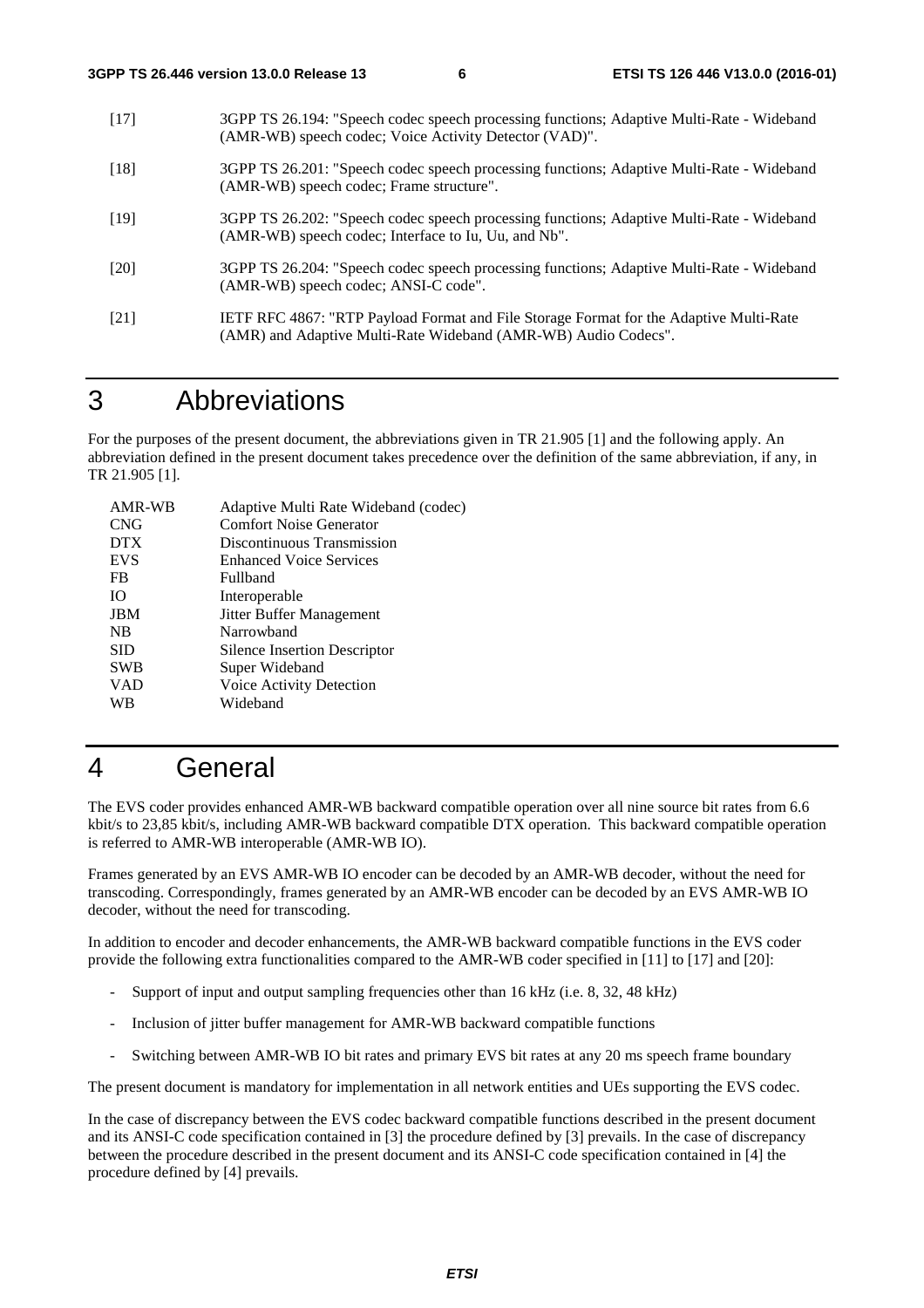[17] 3GPP TS 26.194: "Speech codec speech processing functions; Adaptive Multi-Rate - Wideband (AMR-WB) speech codec; Voice Activity Detector (VAD)".

[18] 3GPP TS 26.201: "Speech codec speech processing functions; Adaptive Multi-Rate - Wideband (AMR-WB) speech codec; Frame structure".

[19] 3GPP TS 26.202: "Speech codec speech processing functions; Adaptive Multi-Rate - Wideband (AMR-WB) speech codec; Interface to Iu, Uu, and Nb".

[20] 3GPP TS 26.204: "Speech codec speech processing functions; Adaptive Multi-Rate - Wideband (AMR-WB) speech codec; ANSI-C code".

[21] IETF RFC 4867: "RTP Payload Format and File Storage Format for the Adaptive Multi-Rate (AMR) and Adaptive Multi-Rate Wideband (AMR-WB) Audio Codecs".

# 3 Abbreviations

For the purposes of the present document, the abbreviations given in TR 21.905 [1] and the following apply. An abbreviation defined in the present document takes precedence over the definition of the same abbreviation, if any, in TR 21.905 [1].

| | |
|---|---|
| AMR-WB | Adaptive Multi Rate Wideband (codec) |
| CNG | Comfort Noise Generator |
| DTX | Discontinuous Transmission |
| EVS | Enhanced Voice Services |
| FB | Fullband |
| IO | Interoperable |
| JBM | Jitter Buffer Management |
| NB | Narrowband |
| SID | Silence Insertion Descriptor |
| SWB | Super Wideband |
| VAD | Voice Activity Detection |
| WB | Wideband |

# 4 General

The EVS coder provides enhanced AMR-WB backward compatible operation over all nine source bit rates from 6.6 kbit/s to 23,85 kbit/s, including AMR-WB backward compatible DTX operation. This backward compatible operation is referred to AMR-WB interoperable (AMR-WB IO).

Frames generated by an EVS AMR-WB IO encoder can be decoded by an AMR-WB decoder, without the need for transcoding. Correspondingly, frames generated by an AMR-WB encoder can be decoded by an EVS AMR-WB IO decoder, without the need for transcoding.

In addition to encoder and decoder enhancements, the AMR-WB backward compatible functions in the EVS coder provide the following extra functionalities compared to the AMR-WB coder specified in [11] to [17] and [20]:

- Support of input and output sampling frequencies other than 16 kHz (i.e. 8, 32, 48 kHz)
- Inclusion of jitter buffer management for AMR-WB backward compatible functions
- Switching between AMR-WB IO bit rates and primary EVS bit rates at any 20 ms speech frame boundary

The present document is mandatory for implementation in all network entities and UEs supporting the EVS codec.

In the case of discrepancy between the EVS codec backward compatible functions described in the present document and its ANSI-C code specification contained in [3] the procedure defined by [3] prevails. In the case of discrepancy between the procedure described in the present document and its ANSI-C code specification contained in [4] the procedure defined by [4] prevails.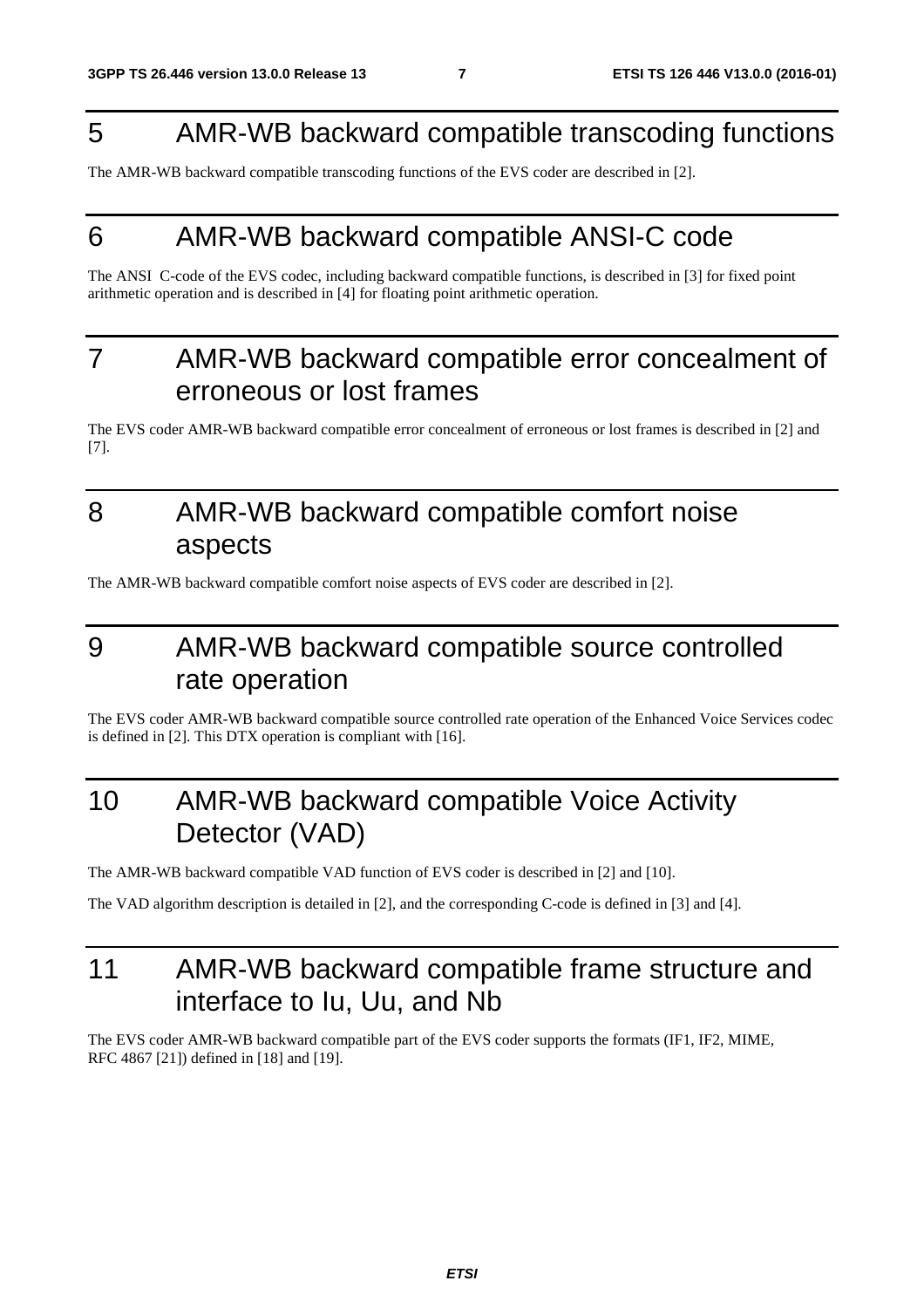# 5 AMR-WB backward compatible transcoding functions

The AMR-WB backward compatible transcoding functions of the EVS coder are described in [2].

# 6 AMR-WB backward compatible ANSI-C code

The ANSI C-code of the EVS codec, including backward compatible functions, is described in [3] for fixed point arithmetic operation and is described in [4] for floating point arithmetic operation.

# 7 AMR-WB backward compatible error concealment of erroneous or lost frames

The EVS coder AMR-WB backward compatible error concealment of erroneous or lost frames is described in [2] and [7].

# 8 AMR-WB backward compatible comfort noise aspects

The AMR-WB backward compatible comfort noise aspects of EVS coder are described in [2].

# 9 AMR-WB backward compatible source controlled rate operation

The EVS coder AMR-WB backward compatible source controlled rate operation of the Enhanced Voice Services codec is defined in [2]. This DTX operation is compliant with [16].

# 10 AMR-WB backward compatible Voice Activity Detector (VAD)

The AMR-WB backward compatible VAD function of EVS coder is described in [2] and [10].

The VAD algorithm description is detailed in [2], and the corresponding C-code is defined in [3] and [4].

# 11 AMR-WB backward compatible frame structure and interface to Iu, Uu, and Nb

The EVS coder AMR-WB backward compatible part of the EVS coder supports the formats (IF1, IF2, MIME, RFC 4867 [21]) defined in [18] and [19].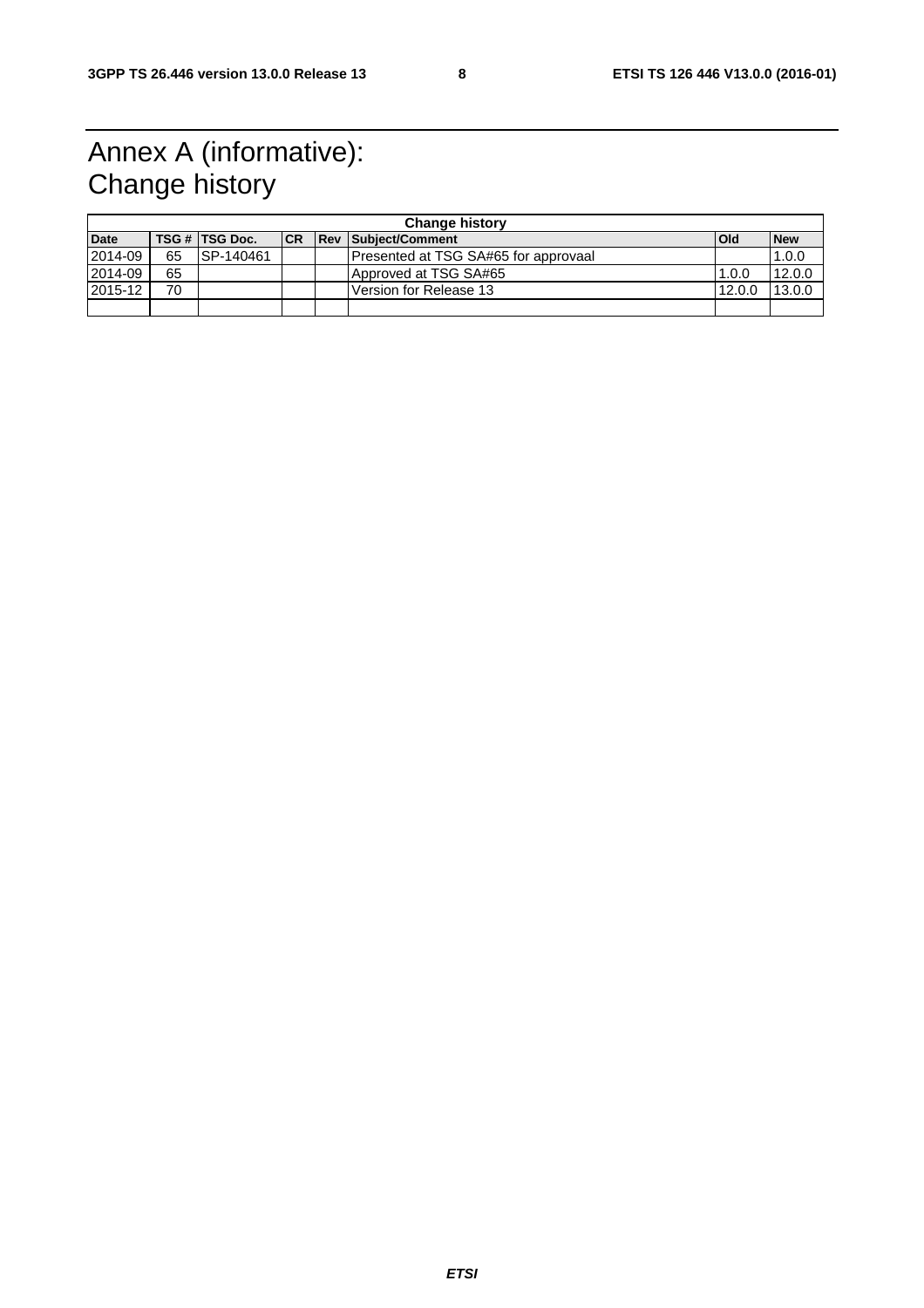# Annex A (informative): Change history

| Change history | | | | | | | |
|---|---|---|---|---|---|---|---|
| **Date** | **TSG #** | **TSG Doc.** | **CR** | **Rev** | **Subject/Comment** | **Old** | **New** |
| 2014-09 | 65 | SP-140461 | | | Presented at TSG SA#65 for approvaal | | 1.0.0 |
| 2014-09 | 65 | | | | Approved at TSG SA#65 | 1.0.0 | 12.0.0 |
| 2015-12 | 70 | | | | Version for Release 13 | 12.0.0 | 13.0.0 |
| | | | | | | | |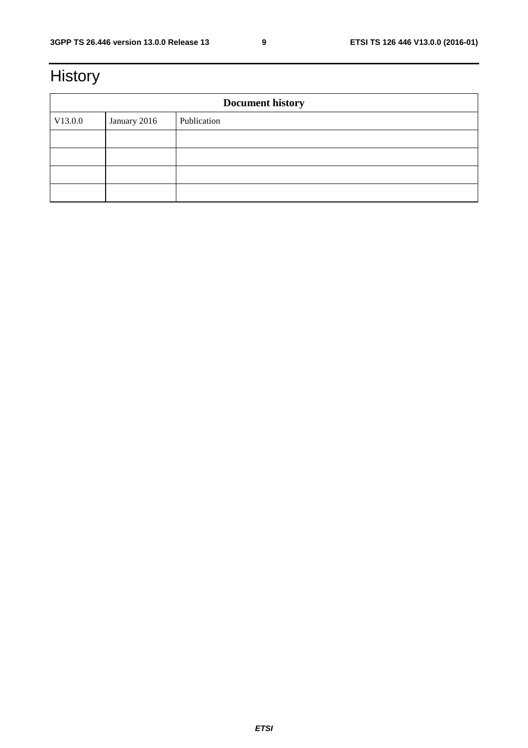# History

| Document history | | |
|---|---|---|
| V13.0.0 | January 2016 | Publication |
| | | |
| | | |
| | | |
| | | |